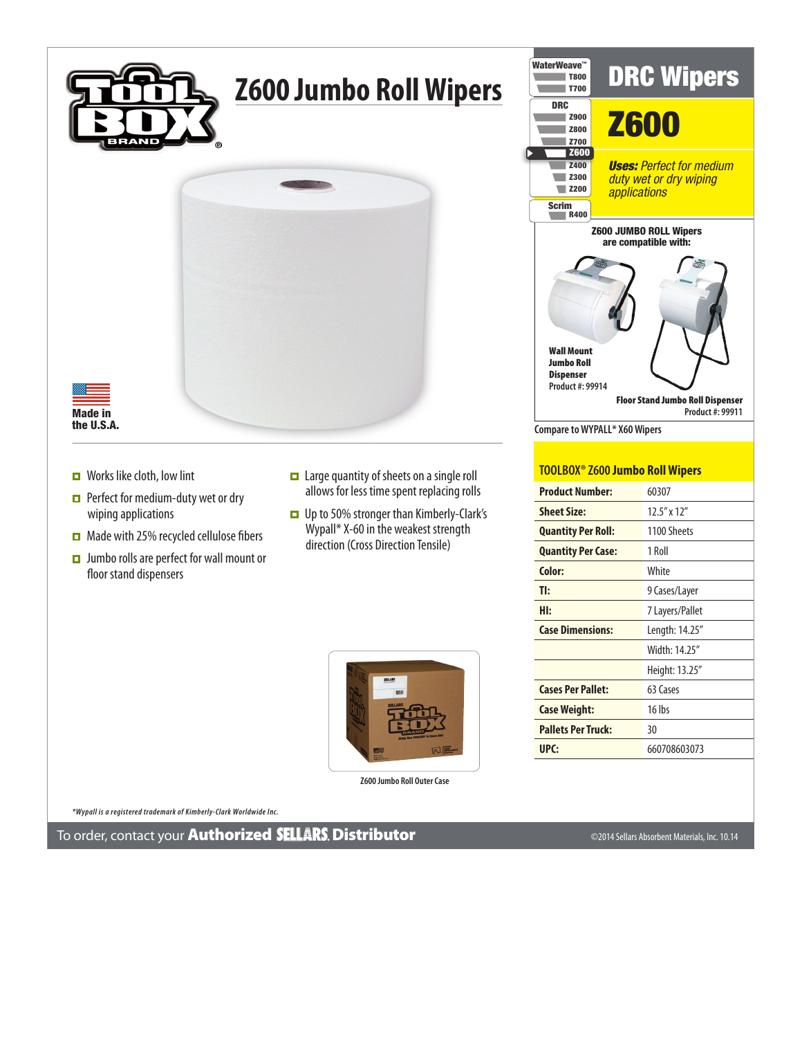# Z600 Jumbo Roll Wipers

WaterWeave™
- T800
- T700

DRC
- Z900
- Z800
- Z700
- Z600
- Z400
- Z300
- Z200

Scrim
- R400

## DRC Wipers

## Z600

***Uses:*** *Perfect for medium duty wet or dry wiping applications*

**Z600 JUMBO ROLL Wipers are compatible with:**

**Wall Mount Jumbo Roll Dispenser**
Product #: 99914

**Floor Stand Jumbo Roll Dispenser**
Product #: 99911

Compare to WYPALL* X60 Wipers

**Made in the U.S.A.**

- Works like cloth, low lint
- Perfect for medium-duty wet or dry wiping applications
- Made with 25% recycled cellulose fibers
- Jumbo rolls are perfect for wall mount or floor stand dispensers
- Large quantity of sheets on a single roll allows for less time spent replacing rolls
- Up to 50% stronger than Kimberly-Clark's Wypall* X-60 in the weakest strength direction (Cross Direction Tensile)

### TOOLBOX® Z600 Jumbo Roll Wipers

| | |
|---|---|
| **Product Number:** | 60307 |
| **Sheet Size:** | 12.5" x 12" |
| **Quantity Per Roll:** | 1100 Sheets |
| **Quantity Per Case:** | 1 Roll |
| **Color:** | White |
| **TI:** | 9 Cases/Layer |
| **HI:** | 7 Layers/Pallet |
| **Case Dimensions:** | Length: 14.25" |
| | Width: 14.25" |
| | Height: 13.25" |
| **Cases Per Pallet:** | 63 Cases |
| **Case Weight:** | 16 lbs |
| **Pallets Per Truck:** | 30 |
| **UPC:** | 660708603073 |

Z600 Jumbo Roll Outer Case

*\*Wypall is a registered trademark of Kimberly-Clark Worldwide Inc.*

To order, contact your **Authorized SELLARS Distributor**

©2014 Sellars Absorbent Materials, Inc. 10.14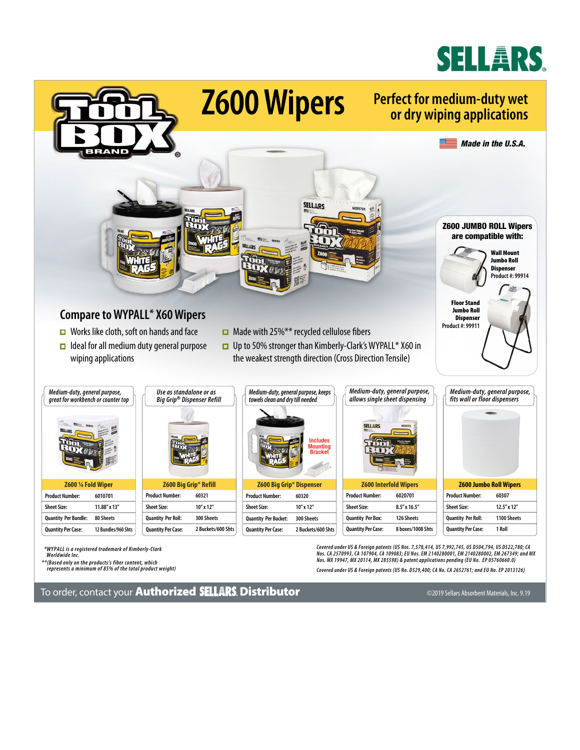SELLARS

# Z600 Wipers

Perfect for medium-duty wet or dry wiping applications

TOOL BOX BRAND®

*Made in the U.S.A.*

**Z600 JUMBO ROLL Wipers are compatible with:**

**Wall Mount Jumbo Roll Dispenser**
Product #: 99914

**Floor Stand Jumbo Roll Dispenser**
Product #: 99911

## Compare to WYPALL* X60 Wipers

- Works like cloth, soft on hands and face
- Ideal for all medium duty general purpose wiping applications
- Made with 25%** recycled cellulose fibers
- Up to 50% stronger than Kimberly-Clark's WYPALL* X60 in the weakest strength direction (Cross Direction Tensile)

*Medium-duty, general purpose, great for workbench or counter top*

**Z600 ¼ Fold Wiper**

| | |
|---|---|
| Product Number: | 6010701 |
| Sheet Size: | 11.88" x 13" |
| Quantity Per Bundle: | 80 Sheets |
| Quantity Per Case: | 12 Bundles/960 Shts |

*Use as standalone or as Big Grip® Dispenser Refill*

**Z600 Big Grip® Refill**

| | |
|---|---|
| Product Number: | 60321 |
| Sheet Size: | 10" x 12" |
| Quantity Per Roll: | 300 Sheets |
| Quantity Per Case: | 2 Buckets/600 Shts |

*Medium-duty, general purpose, keeps towels clean and dry till needed*

Includes Mounting Bracket

**Z600 Big Grip® Dispenser**

| | |
|---|---|
| Product Number: | 60320 |
| Sheet Size: | 10" x 12" |
| Quantity Per Bucket: | 300 Sheets |
| Quantity Per Case: | 2 Buckets/600 Shts |

*Medium-duty, general purpose, allows single sheet dispensing*

**Z600 Interfold Wipers**

| | |
|---|---|
| Product Number: | 6020701 |
| Sheet Size: | 8.5" x 16.5" |
| Quantity Per Box: | 126 Sheets |
| Quantity Per Case: | 8 boxes/1008 Shts |

*Medium-duty, general purpose, fits wall or floor dispensers*

**Z600 Jumbo Roll Wipers**

| | |
|---|---|
| Product Number: | 60307 |
| Sheet Size: | 12.5" x 12" |
| Quantity Per Roll: | 1100 Sheets |
| Quantity Per Case: | 1 Roll |

*\*WYPALL is a registered trademark of Kimberly-Clark Worldwide Inc.*
*\*\*(Based only on the products's fiber content, which represents a minimum of 85% of the total product weight)*

*Covered under US & Foreign patents (US Nos. 7,578,414, US 7,992,745, US D504,794, US D522,780; CA Nos. CA 2570993, CA 107904, CA 109083; EU Nos. EM 2140280001, EM 2140280002, EM 267349; and MX Nos. MX 19947, MX 20114, MX 285598) & patent applications pending (EU No. EP 05760660.0)*

*Covered under US & Foreign patents (US No. D529,400; CA No. CA 2652761; and EU No. EP 2013126)*

To order, contact your **Authorized SELLARS Distributor**

©2019 Sellars Absorbent Materials, Inc. 9.19